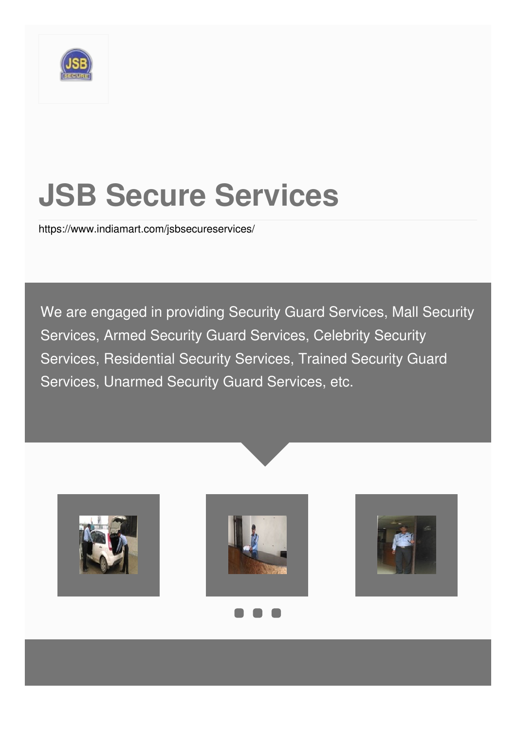# JSB Secure Services

https://www.indiamart.com/jsbsecureservices/

We are engaged in providing Security Guard Services, Mall Security Services, Armed Security Guard Services, Celebrity Security Services, Residential Security Services, Trained Security Guard Services, Unarmed Security Guard Services, etc.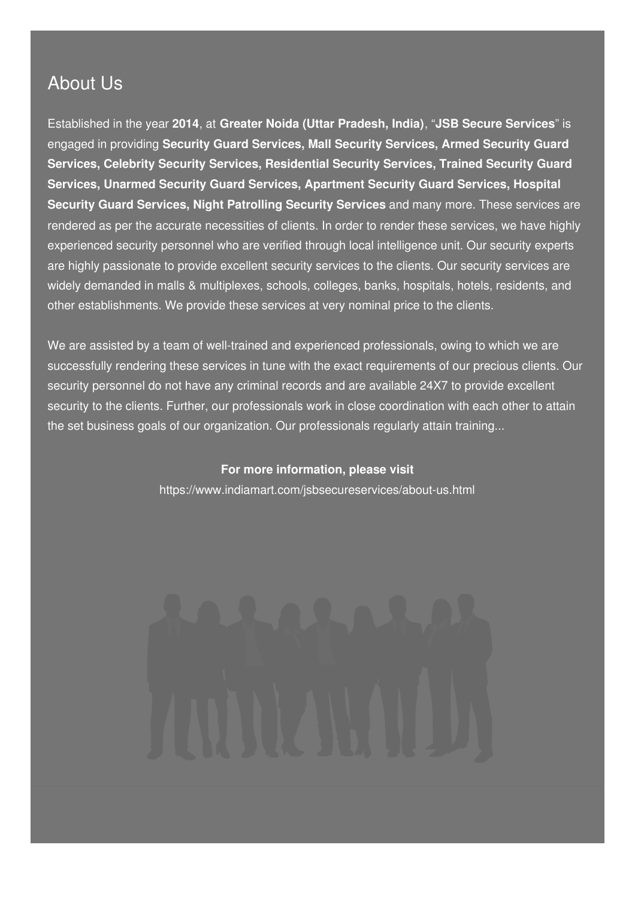## About Us

Established in the year **2014**, at **Greater Noida (Uttar Pradesh, India)**, "**JSB Secure Services**" is engaged in providing **Security Guard Services, Mall Security Services, Armed Security Guard Services, Celebrity Security Services, Residential Security Services, Trained Security Guard Services, Unarmed Security Guard Services, Apartment Security Guard Services, Hospital Security Guard Services, Night Patrolling Security Services** and many more. These services are rendered as per the accurate necessities of clients. In order to render these services, we have highly experienced security personnel who are verified through local intelligence unit. Our security experts are highly passionate to provide excellent security services to the clients. Our security services are widely demanded in malls & multiplexes, schools, colleges, banks, hospitals, hotels, residents, and other establishments. We provide these services at very nominal price to the clients.

We are assisted by a team of well-trained and experienced professionals, owing to which we are successfully rendering these services in tune with the exact requirements of our precious clients. Our security personnel do not have any criminal records and are available 24X7 to provide excellent security to the clients. Further, our professionals work in close coordination with each other to attain the set business goals of our organization. Our professionals regularly attain training...

**For more information, please visit**

https://www.indiamart.com/jsbsecureservices/about-us.html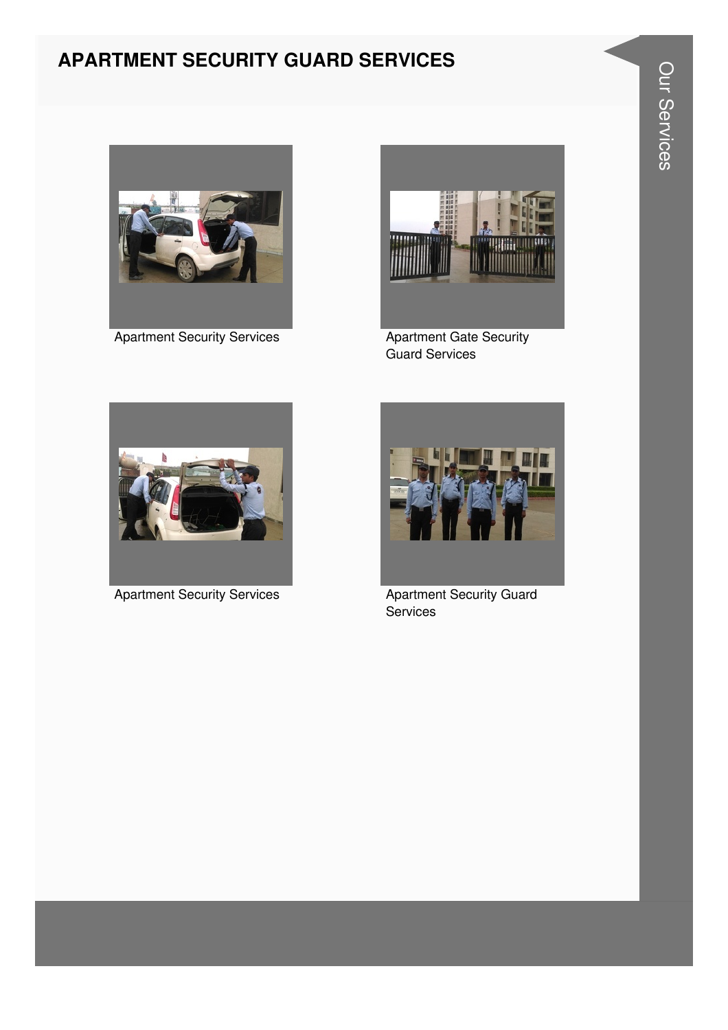# APARTMENT SECURITY GUARD SERVICES

Apartment Security Services

Apartment Gate Security Guard Services

Apartment Security Services

Apartment Security Guard Services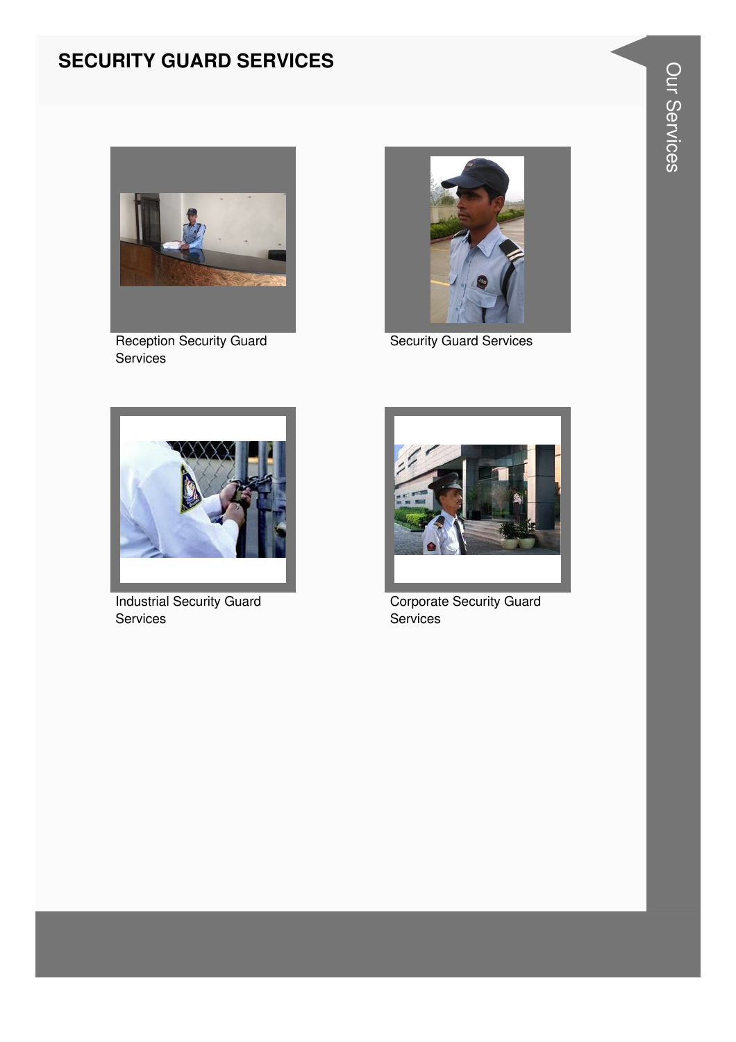## SECURITY GUARD SERVICES

Reception Security Guard Services

Security Guard Services

Industrial Security Guard Services

Corporate Security Guard Services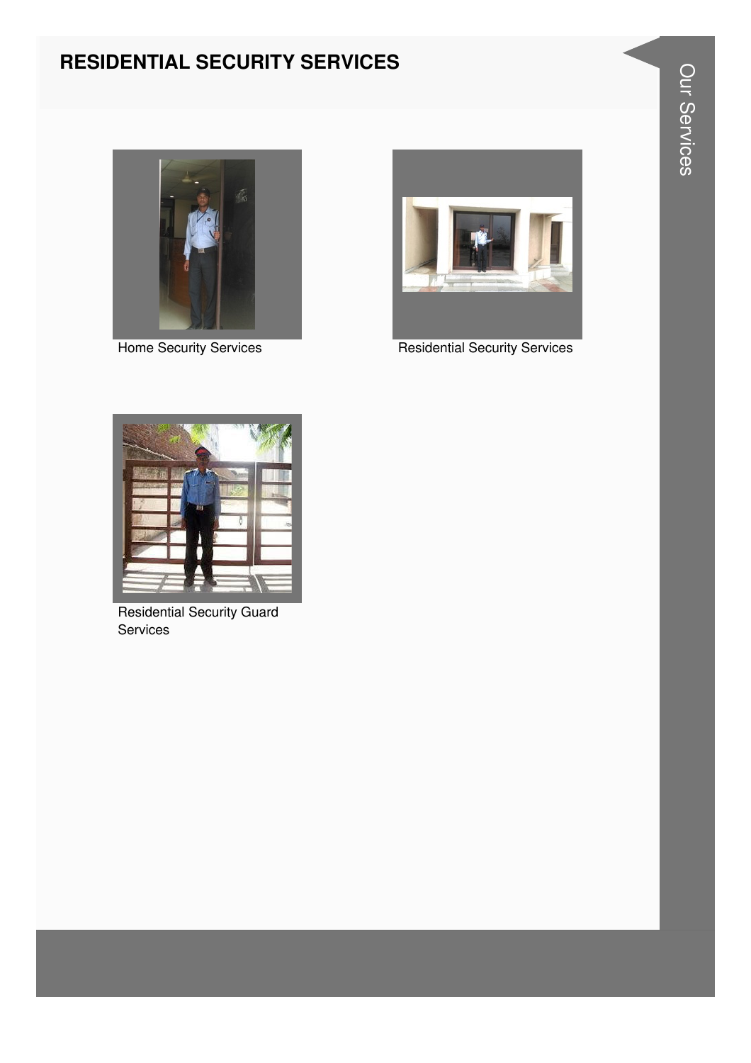# RESIDENTIAL SECURITY SERVICES

Home Security Services

Residential Security Services

Residential Security Guard Services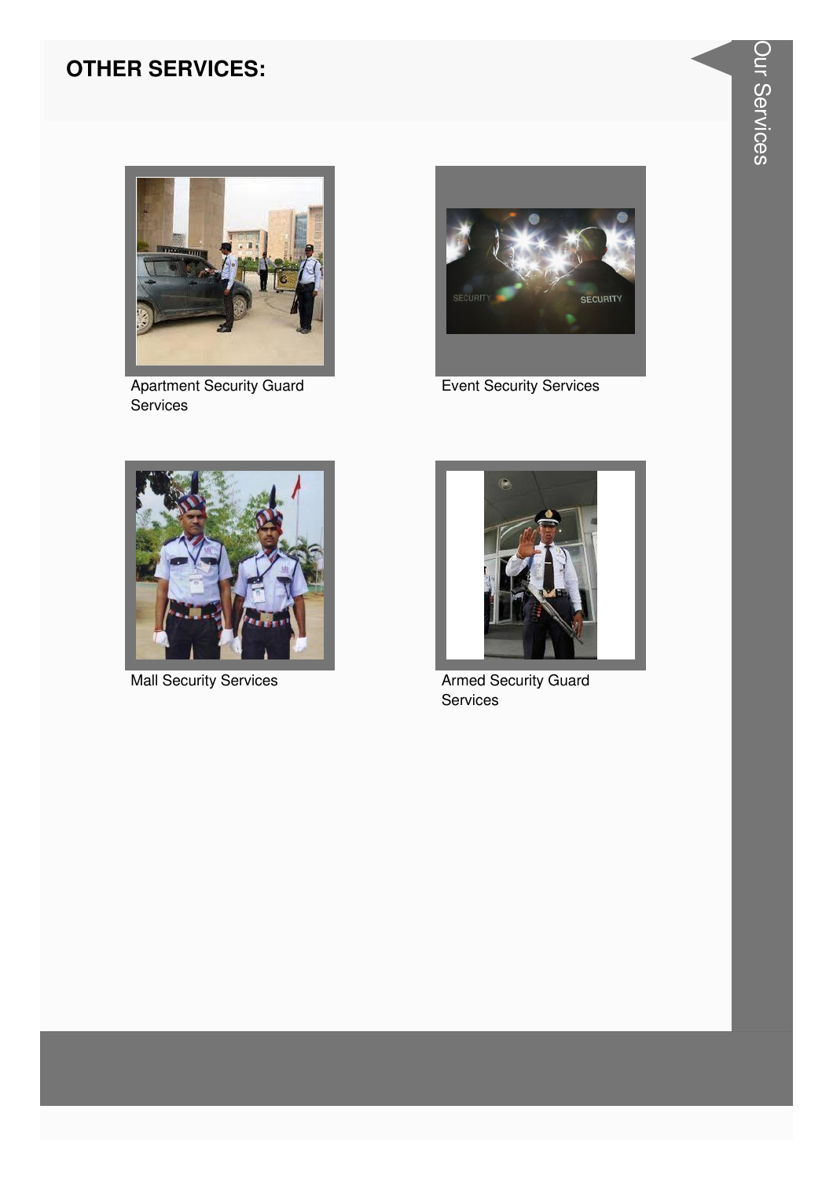## OTHER SERVICES:

Apartment Security Guard Services

Event Security Services

Mall Security Services

Armed Security Guard Services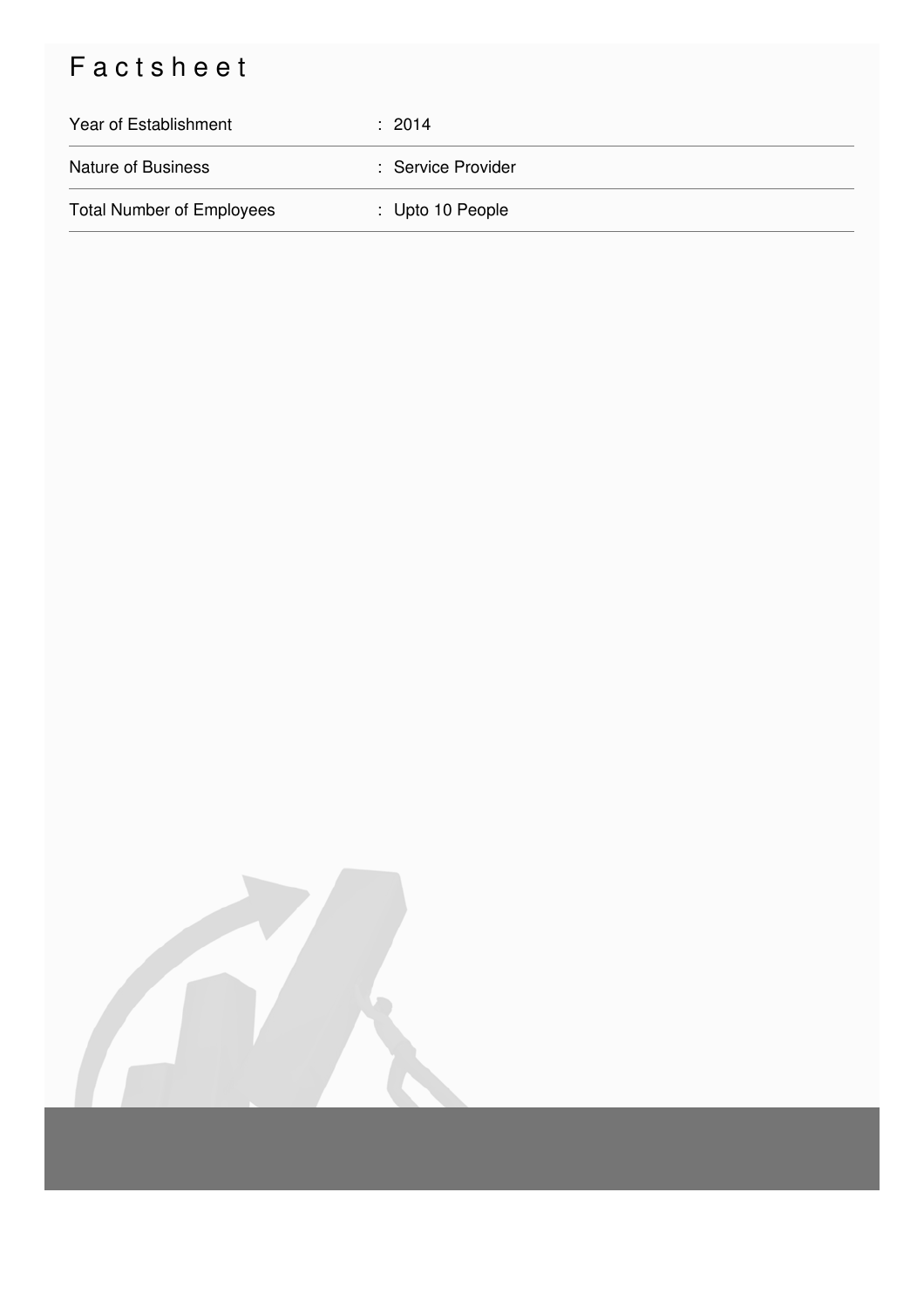# Factsheet

| | |
|---|---|
| Year of Establishment | : 2014 |
| Nature of Business | : Service Provider |
| Total Number of Employees | : Upto 10 People |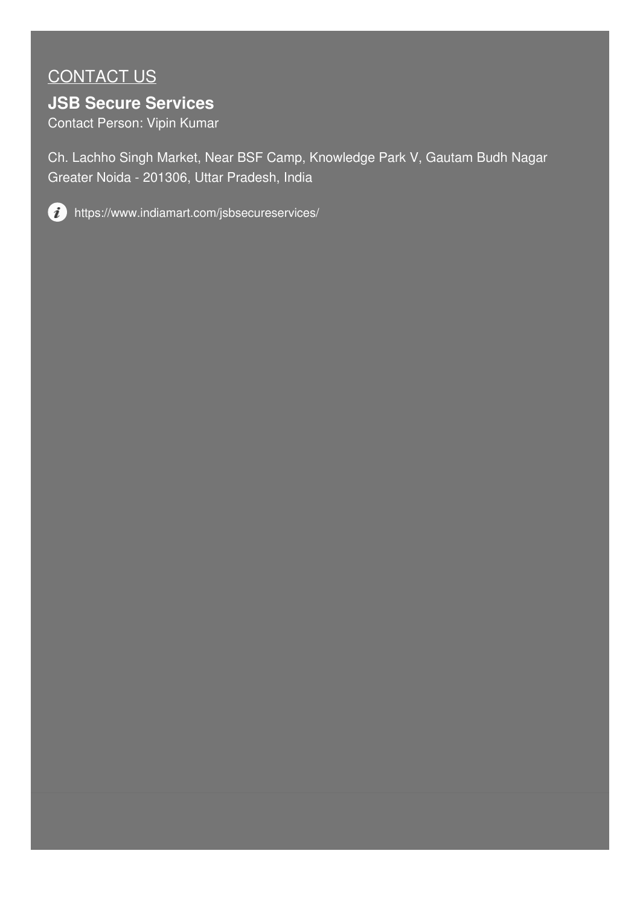## CONTACT US

### JSB Secure Services

Contact Person: Vipin Kumar

Ch. Lachho Singh Market, Near BSF Camp, Knowledge Park V, Gautam Budh Nagar
Greater Noida - 201306, Uttar Pradesh, India

https://www.indiamart.com/jsbsecureservices/